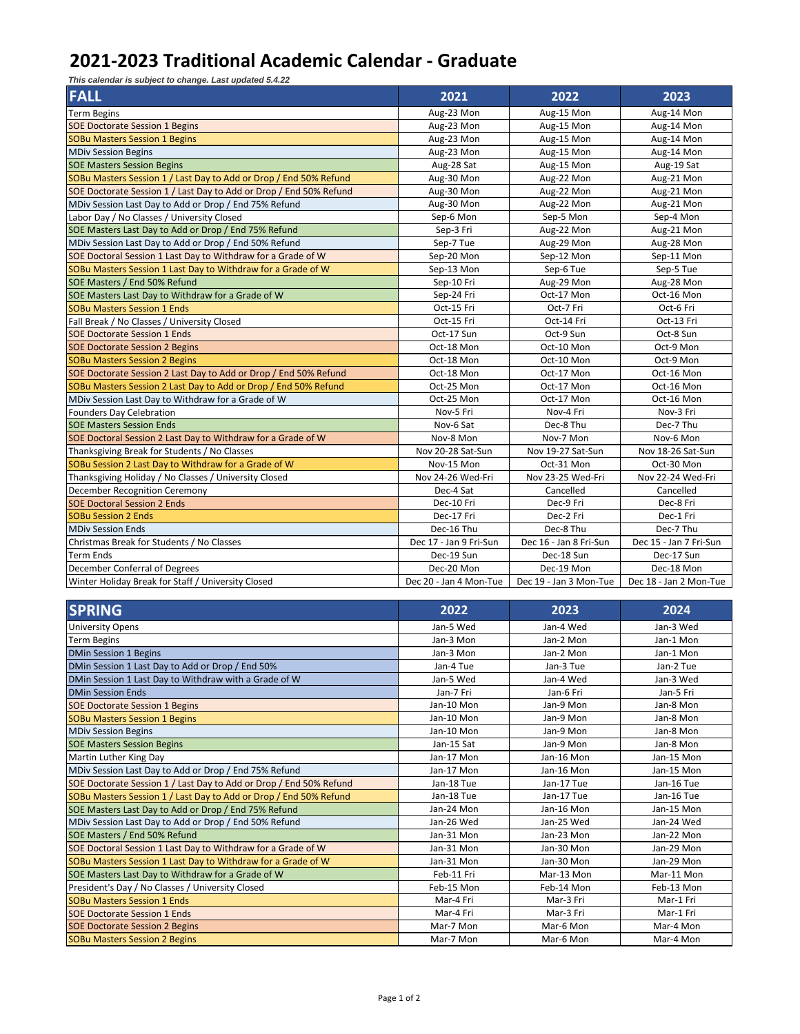# 2021-2023 Traditional Academic Calendar - Graduate

*This calendar is subject to change. Last updated 5.4.22*

| FALL | 2021 | 2022 | 2023 |
|---|---|---|---|
| Term Begins | Aug-23 Mon | Aug-15 Mon | Aug-14 Mon |
| SOE Doctorate Session 1 Begins | Aug-23 Mon | Aug-15 Mon | Aug-14 Mon |
| SOBu Masters Session 1 Begins | Aug-23 Mon | Aug-15 Mon | Aug-14 Mon |
| MDiv Session Begins | Aug-23 Mon | Aug-15 Mon | Aug-14 Mon |
| SOE Masters Session Begins | Aug-28 Sat | Aug-15 Mon | Aug-19 Sat |
| SOBu Masters Session 1 / Last Day to Add or Drop / End 50% Refund | Aug-30 Mon | Aug-22 Mon | Aug-21 Mon |
| SOE Doctorate Session 1 / Last Day to Add or Drop / End 50% Refund | Aug-30 Mon | Aug-22 Mon | Aug-21 Mon |
| MDiv Session Last Day to Add or Drop / End 75% Refund | Aug-30 Mon | Aug-22 Mon | Aug-21 Mon |
| Labor Day / No Classes / University Closed | Sep-6 Mon | Sep-5 Mon | Sep-4 Mon |
| SOE Masters Last Day to Add or Drop / End 75% Refund | Sep-3 Fri | Aug-22 Mon | Aug-21 Mon |
| MDiv Session Last Day to Add or Drop / End 50% Refund | Sep-7 Tue | Aug-29 Mon | Aug-28 Mon |
| SOE Doctoral Session 1 Last Day to Withdraw for a Grade of W | Sep-20 Mon | Sep-12 Mon | Sep-11 Mon |
| SOBu Masters Session 1 Last Day to Withdraw for a Grade of W | Sep-13 Mon | Sep-6 Tue | Sep-5 Tue |
| SOE Masters / End 50% Refund | Sep-10 Fri | Aug-29 Mon | Aug-28 Mon |
| SOE Masters Last Day to Withdraw for a Grade of W | Sep-24 Fri | Oct-17 Mon | Oct-16 Mon |
| SOBu Masters Session 1 Ends | Oct-15 Fri | Oct-7 Fri | Oct-6 Fri |
| Fall Break / No Classes / University Closed | Oct-15 Fri | Oct-14 Fri | Oct-13 Fri |
| SOE Doctorate Session 1 Ends | Oct-17 Sun | Oct-9 Sun | Oct-8 Sun |
| SOE Doctorate Session 2 Begins | Oct-18 Mon | Oct-10 Mon | Oct-9 Mon |
| SOBu Masters Session 2 Begins | Oct-18 Mon | Oct-10 Mon | Oct-9 Mon |
| SOE Doctorate Session 2 Last Day to Add or Drop / End 50% Refund | Oct-18 Mon | Oct-17 Mon | Oct-16 Mon |
| SOBu Masters Session 2 Last Day to Add or Drop / End 50% Refund | Oct-25 Mon | Oct-17 Mon | Oct-16 Mon |
| MDiv Session Last Day to Withdraw for a Grade of W | Oct-25 Mon | Oct-17 Mon | Oct-16 Mon |
| Founders Day Celebration | Nov-5 Fri | Nov-4 Fri | Nov-3 Fri |
| SOE Masters Session Ends | Nov-6 Sat | Dec-8 Thu | Dec-7 Thu |
| SOE Doctoral Session 2 Last Day to Withdraw for a Grade of W | Nov-8 Mon | Nov-7 Mon | Nov-6 Mon |
| Thanksgiving Break for Students / No Classes | Nov 20-28 Sat-Sun | Nov 19-27 Sat-Sun | Nov 18-26 Sat-Sun |
| SOBu Session 2 Last Day to Withdraw for a Grade of W | Nov-15 Mon | Oct-31 Mon | Oct-30 Mon |
| Thanksgiving Holiday / No Classes / University Closed | Nov 24-26 Wed-Fri | Nov 23-25 Wed-Fri | Nov 22-24 Wed-Fri |
| December Recognition Ceremony | Dec-4 Sat | Cancelled | Cancelled |
| SOE Doctoral Session 2 Ends | Dec-10 Fri | Dec-9 Fri | Dec-8 Fri |
| SOBu Session 2 Ends | Dec-17 Fri | Dec-2 Fri | Dec-1 Fri |
| MDiv Session Ends | Dec-16 Thu | Dec-8 Thu | Dec-7 Thu |
| Christmas Break for Students / No Classes | Dec 17 - Jan 9 Fri-Sun | Dec 16 - Jan 8 Fri-Sun | Dec 15 - Jan 7 Fri-Sun |
| Term Ends | Dec-19 Sun | Dec-18 Sun | Dec-17 Sun |
| December Conferral of Degrees | Dec-20 Mon | Dec-19 Mon | Dec-18 Mon |
| Winter Holiday Break for Staff / University Closed | Dec 20 - Jan 4 Mon-Tue | Dec 19 - Jan 3 Mon-Tue | Dec 18 - Jan 2 Mon-Tue |

| SPRING | 2022 | 2023 | 2024 |
|---|---|---|---|
| University Opens | Jan-5 Wed | Jan-4 Wed | Jan-3 Wed |
| Term Begins | Jan-3 Mon | Jan-2 Mon | Jan-1 Mon |
| DMin Session 1 Begins | Jan-3 Mon | Jan-2 Mon | Jan-1 Mon |
| DMin Session 1 Last Day to Add or Drop / End 50% | Jan-4 Tue | Jan-3 Tue | Jan-2 Tue |
| DMin Session 1 Last Day to Withdraw with a Grade of W | Jan-5 Wed | Jan-4 Wed | Jan-3 Wed |
| DMin Session Ends | Jan-7 Fri | Jan-6 Fri | Jan-5 Fri |
| SOE Doctorate Session 1 Begins | Jan-10 Mon | Jan-9 Mon | Jan-8 Mon |
| SOBu Masters Session 1 Begins | Jan-10 Mon | Jan-9 Mon | Jan-8 Mon |
| MDiv Session Begins | Jan-10 Mon | Jan-9 Mon | Jan-8 Mon |
| SOE Masters Session Begins | Jan-15 Sat | Jan-9 Mon | Jan-8 Mon |
| Martin Luther King Day | Jan-17 Mon | Jan-16 Mon | Jan-15 Mon |
| MDiv Session Last Day to Add or Drop / End 75% Refund | Jan-17 Mon | Jan-16 Mon | Jan-15 Mon |
| SOE Doctorate Session 1 / Last Day to Add or Drop / End 50% Refund | Jan-18 Tue | Jan-17 Tue | Jan-16 Tue |
| SOBu Masters Session 1 / Last Day to Add or Drop / End 50% Refund | Jan-18 Tue | Jan-17 Tue | Jan-16 Tue |
| SOE Masters Last Day to Add or Drop / End 75% Refund | Jan-24 Mon | Jan-16 Mon | Jan-15 Mon |
| MDiv Session Last Day to Add or Drop / End 50% Refund | Jan-26 Wed | Jan-25 Wed | Jan-24 Wed |
| SOE Masters / End 50% Refund | Jan-31 Mon | Jan-23 Mon | Jan-22 Mon |
| SOE Doctoral Session 1 Last Day to Withdraw for a Grade of W | Jan-31 Mon | Jan-30 Mon | Jan-29 Mon |
| SOBu Masters Session 1 Last Day to Withdraw for a Grade of W | Jan-31 Mon | Jan-30 Mon | Jan-29 Mon |
| SOE Masters Last Day to Withdraw for a Grade of W | Feb-11 Fri | Mar-13 Mon | Mar-11 Mon |
| President's Day / No Classes / University Closed | Feb-15 Mon | Feb-14 Mon | Feb-13 Mon |
| SOBu Masters Session 1 Ends | Mar-4 Fri | Mar-3 Fri | Mar-1 Fri |
| SOE Doctorate Session 1 Ends | Mar-4 Fri | Mar-3 Fri | Mar-1 Fri |
| SOE Doctorate Session 2 Begins | Mar-7 Mon | Mar-6 Mon | Mar-4 Mon |
| SOBu Masters Session 2 Begins | Mar-7 Mon | Mar-6 Mon | Mar-4 Mon |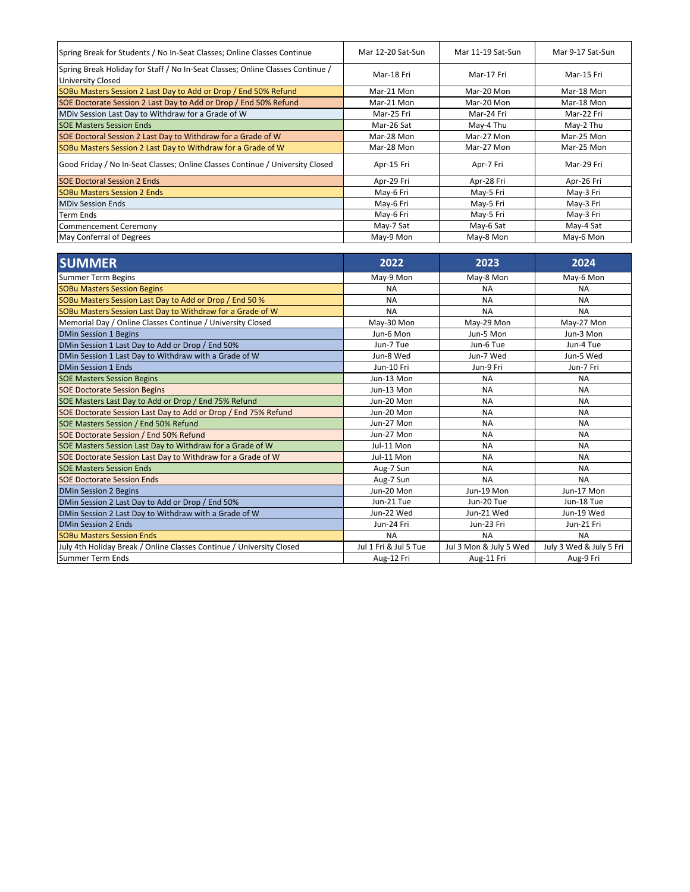| | | | |
|---|---|---|---|
| Spring Break for Students / No In-Seat Classes; Online Classes Continue | Mar 12-20 Sat-Sun | Mar 11-19 Sat-Sun | Mar 9-17 Sat-Sun |
| Spring Break Holiday for Staff / No In-Seat Classes; Online Classes Continue / University Closed | Mar-18 Fri | Mar-17 Fri | Mar-15 Fri |
| SOBu Masters Session 2 Last Day to Add or Drop / End 50% Refund | Mar-21 Mon | Mar-20 Mon | Mar-18 Mon |
| SOE Doctorate Session 2 Last Day to Add or Drop / End 50% Refund | Mar-21 Mon | Mar-20 Mon | Mar-18 Mon |
| MDiv Session Last Day to Withdraw for a Grade of W | Mar-25 Fri | Mar-24 Fri | Mar-22 Fri |
| SOE Masters Session Ends | Mar-26 Sat | May-4 Thu | May-2 Thu |
| SOE Doctoral Session 2 Last Day to Withdraw for a Grade of W | Mar-28 Mon | Mar-27 Mon | Mar-25 Mon |
| SOBu Masters Session 2 Last Day to Withdraw for a Grade of W | Mar-28 Mon | Mar-27 Mon | Mar-25 Mon |
| Good Friday / No In-Seat Classes; Online Classes Continue / University Closed | Apr-15 Fri | Apr-7 Fri | Mar-29 Fri |
| SOE Doctoral Session 2 Ends | Apr-29 Fri | Apr-28 Fri | Apr-26 Fri |
| SOBu Masters Session 2 Ends | May-6 Fri | May-5 Fri | May-3 Fri |
| MDiv Session Ends | May-6 Fri | May-5 Fri | May-3 Fri |
| Term Ends | May-6 Fri | May-5 Fri | May-3 Fri |
| Commencement Ceremony | May-7 Sat | May-6 Sat | May-4 Sat |
| May Conferral of Degrees | May-9 Mon | May-8 Mon | May-6 Mon |

| SUMMER | 2022 | 2023 | 2024 |
|---|---|---|---|
| Summer Term Begins | May-9 Mon | May-8 Mon | May-6 Mon |
| SOBu Masters Session Begins | NA | NA | NA |
| SOBu Masters Session Last Day to Add or Drop / End 50 % | NA | NA | NA |
| SOBu Masters Session Last Day to Withdraw for a Grade of W | NA | NA | NA |
| Memorial Day / Online Classes Continue / University Closed | May-30 Mon | May-29 Mon | May-27 Mon |
| DMin Session 1 Begins | Jun-6 Mon | Jun-5 Mon | Jun-3 Mon |
| DMin Session 1 Last Day to Add or Drop / End 50% | Jun-7 Tue | Jun-6 Tue | Jun-4 Tue |
| DMin Session 1 Last Day to Withdraw with a Grade of W | Jun-8 Wed | Jun-7 Wed | Jun-5 Wed |
| DMin Session 1 Ends | Jun-10 Fri | Jun-9 Fri | Jun-7 Fri |
| SOE Masters Session Begins | Jun-13 Mon | NA | NA |
| SOE Doctorate Session Begins | Jun-13 Mon | NA | NA |
| SOE Masters Last Day to Add or Drop / End 75% Refund | Jun-20 Mon | NA | NA |
| SOE Doctorate Session Last Day to Add or Drop / End 75% Refund | Jun-20 Mon | NA | NA |
| SOE Masters Session / End 50% Refund | Jun-27 Mon | NA | NA |
| SOE Doctorate Session / End 50% Refund | Jun-27 Mon | NA | NA |
| SOE Masters Session Last Day to Withdraw for a Grade of W | Jul-11 Mon | NA | NA |
| SOE Doctorate Session Last Day to Withdraw for a Grade of W | Jul-11 Mon | NA | NA |
| SOE Masters Session Ends | Aug-7 Sun | NA | NA |
| SOE Doctorate Session Ends | Aug-7 Sun | NA | NA |
| DMin Session 2 Begins | Jun-20 Mon | Jun-19 Mon | Jun-17 Mon |
| DMin Session 2 Last Day to Add or Drop / End 50% | Jun-21 Tue | Jun-20 Tue | Jun-18 Tue |
| DMin Session 2 Last Day to Withdraw with a Grade of W | Jun-22 Wed | Jun-21 Wed | Jun-19 Wed |
| DMin Session 2 Ends | Jun-24 Fri | Jun-23 Fri | Jun-21 Fri |
| SOBu Masters Session Ends | NA | NA | NA |
| July 4th Holiday Break / Online Classes Continue / University Closed | Jul 1 Fri & Jul 5 Tue | Jul 3 Mon & July 5 Wed | July 3 Wed & July 5 Fri |
| Summer Term Ends | Aug-12 Fri | Aug-11 Fri | Aug-9 Fri |